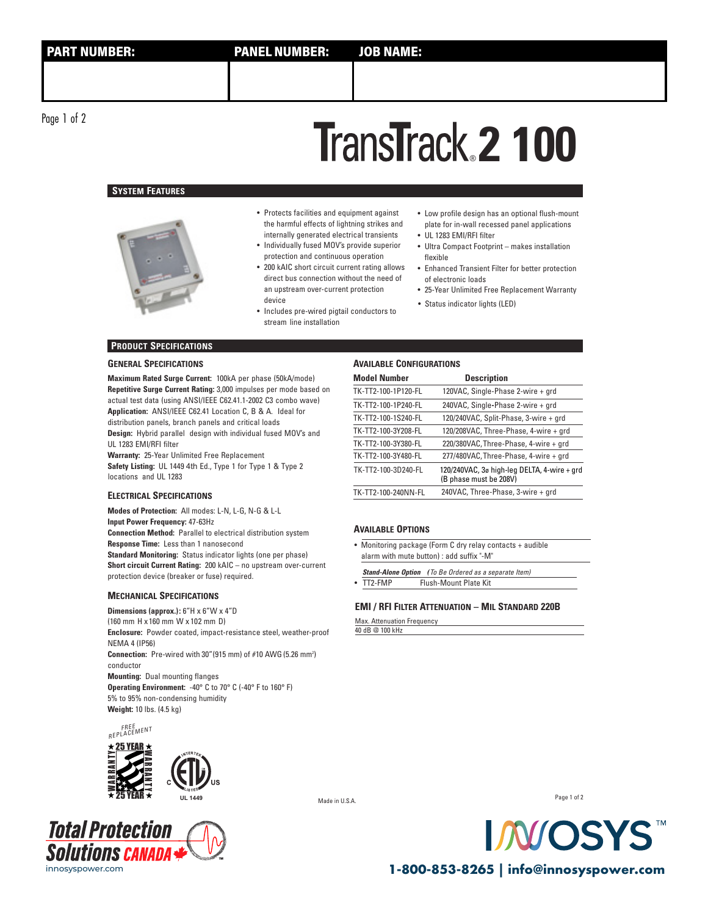| PART NUMBER: | PANEL NUMBER: | JOB NAME: |
|---|---|---|
| | | |

# TransTrack® 2 100

## System Features

- Protects facilities and equipment against the harmful effects of lightning strikes and internally generated electrical transients
- Individually fused MOV's provide superior protection and continuous operation
- 200 kAIC short circuit current rating allows direct bus connection without the need of an upstream over-current protection device
- Includes pre-wired pigtail conductors to stream line installation
- Low profile design has an optional flush-mount plate for in-wall recessed panel applications
- UL 1283 EMI/RFI filter
- Ultra Compact Footprint – makes installation flexible
- Enhanced Transient Filter for better protection of electronic loads
- 25-Year Unlimited Free Replacement Warranty
- Status indicator lights (LED)

## Product Specifications

### General Specifications

**Maximum Rated Surge Current:** 100kA per phase (50kA/mode)
**Repetitive Surge Current Rating:** 3,000 impulses per mode based on actual test data (using ANSI/IEEE C62.41.1-2002 C3 combo wave)
**Application:** ANSI/IEEE C62.41 Location C, B & A. Ideal for distribution panels, branch panels and critical loads
**Design:** Hybrid parallel design with individual fused MOV's and UL 1283 EMI/RFI filter
**Warranty:** 25-Year Unlimited Free Replacement
**Safety Listing:** UL 1449 4th Ed., Type 1 for Type 1 & Type 2 locations and UL 1283

### Electrical Specifications

**Modes of Protection:** All modes: L-N, L-G, N-G & L-L
**Input Power Frequency:** 47-63Hz
**Connection Method:** Parallel to electrical distribution system
**Response Time:** Less than 1 nanosecond
**Standard Monitoring:** Status indicator lights (one per phase)
**Short circuit Current Rating:** 200 kAIC – no upstream over-current protection device (breaker or fuse) required.

### Mechanical Specifications

**Dimensions (approx.):** 6"H x 6"W x 4"D (160 mm H x 160 mm W x 102 mm D)
**Enclosure:** Powder coated, impact-resistance steel, weather-proof NEMA 4 (IP56)
**Connection:** Pre-wired with 30" (915 mm) of #10 AWG (5.26 mm$^2$) conductor
**Mounting:** Dual mounting flanges
**Operating Environment:** -40° C to 70° C (-40° F to 160° F) 5% to 95% non-condensing humidity
**Weight:** 10 lbs. (4.5 kg)

### Available Configurations

| Model Number | Description |
|---|---|
| TK-TT2-100-1P120-FL | 120VAC, Single-Phase 2-wire + grd |
| TK-TT2-100-1P240-FL | 240VAC, Single-Phase 2-wire + grd |
| TK-TT2-100-1S240-FL | 120/240VAC, Split-Phase, 3-wire + grd |
| TK-TT2-100-3Y208-FL | 120/208VAC, Three-Phase, 4-wire + grd |
| TK-TT2-100-3Y380-FL | 220/380VAC, Three-Phase, 4-wire + grd |
| TK-TT2-100-3Y480-FL | 277/480VAC, Three-Phase, 4-wire + grd |
| TK-TT2-100-3D240-FL | 120/240VAC, 3ø high-leg DELTA, 4-wire + grd (B phase must be 208V) |
| TK-TT2-100-240NN-FL | 240VAC, Three-Phase, 3-wire + grd |

### Available Options

- Monitoring package (Form C dry relay contacts + audible alarm with mute button) : add suffix "-M"

***Stand-Alone Option*** *(To Be Ordered as a separate Item)*

- TT2-FMP    Flush-Mount Plate Kit

### EMI / RFI Filter Attenuation – Mil Standard 220B

| Max. Attenuation Frequency |
|---|
| 40 dB @ 100 kHz |

FREE REPLACEMENT ★ 25 YEAR ★ WARRANTY

C ETL US LISTED INTERTEK UL 1449

Made in U.S.A.

Total Protection Solutions CANADA
innosyspower.com

INNOSYS™
1-800-853-8265 | info@innosyspower.com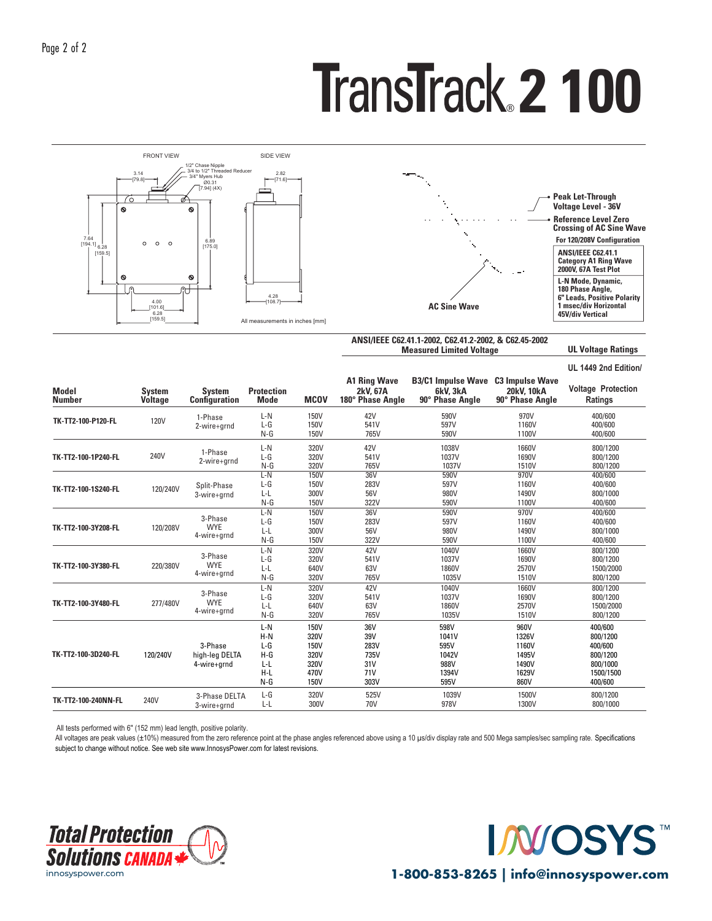# TransTrack® 2 100

FRONT VIEW

SIDE VIEW

1/2" Chase Nipple
3/4 to 1/2" Threaded Reducer
3/4" Myers Hub
Ø0.31
[7.94] (4X)

3.14
[79.8]

2.82
[71.6]

7.64
[194.1]

6.28
[159.5]

6.89
[175.0]

4.28
[108.7]

4.00
[101.6]

6.28
[159.5]

All measurements in inches [mm]

Peak Let-Through Voltage Level - 36V

Reference Level Zero Crossing of AC Sine Wave

AC Sine Wave

For 120/208V Configuration

ANSI/IEEE C62.41.1 Category A1 Ring Wave 2000V, 67A Test Plot

L-N Mode, Dynamic, 180 Phase Angle, 6" Leads, Positive Polarity 1 msec/div Horizontal 45V/div Vertical

| | | | | | ANSI/IEEE C62.41.1-2002, C62.41.2-2002, & C62.45-2002 Measured Limited Voltage | | | UL Voltage Ratings UL 1449 2nd Edition/ |
|---|---|---|---|---|---|---|---|---|
| **Model Number** | **System Voltage** | **System Configuration** | **Protection Mode** | **MCOV** | **A1 Ring Wave 2kV, 67A 180° Phase Angle** | **B3/C1 Impulse Wave 6kV, 3kA 90° Phase Angle** | **C3 Impulse Wave 20kV, 10kA 90° Phase Angle** | **Voltage Protection Ratings** |
| **TK-TT2-100-P120-FL** | 120V | 1-Phase 2-wire+grnd | L-N | 150V | 42V | 590V | 970V | 400/600 |
| | | | L-G | 150V | 541V | 597V | 1160V | 400/600 |
| | | | N-G | 150V | 765V | 590V | 1100V | 400/600 |
| **TK-TT2-100-1P240-FL** | 240V | 1-Phase 2-wire+grnd | L-N | 320V | 42V | 1038V | 1660V | 800/1200 |
| | | | L-G | 320V | 541V | 1037V | 1690V | 800/1200 |
| | | | N-G | 320V | 765V | 1037V | 1510V | 800/1200 |
| **TK-TT2-100-1S240-FL** | 120/240V | Split-Phase 3-wire+grnd | L-N | 150V | 36V | 590V | 970V | 400/600 |
| | | | L-G | 150V | 283V | 597V | 1160V | 400/600 |
| | | | L-L | 300V | 56V | 980V | 1490V | 800/1000 |
| | | | N-G | 150V | 322V | 590V | 1100V | 400/600 |
| **TK-TT2-100-3Y208-FL** | 120/208V | 3-Phase WYE 4-wire+grnd | L-N | 150V | 36V | 590V | 970V | 400/600 |
| | | | L-G | 150V | 283V | 597V | 1160V | 400/600 |
| | | | L-L | 300V | 56V | 980V | 1490V | 800/1000 |
| | | | N-G | 150V | 322V | 590V | 1100V | 400/600 |
| **TK-TT2-100-3Y380-FL** | 220/380V | 3-Phase WYE 4-wire+grnd | L-N | 320V | 42V | 1040V | 1660V | 800/1200 |
| | | | L-G | 320V | 541V | 1037V | 1690V | 800/1200 |
| | | | L-L | 640V | 63V | 1860V | 2570V | 1500/2000 |
| | | | N-G | 320V | 765V | 1035V | 1510V | 800/1200 |
| **TK-TT2-100-3Y480-FL** | 277/480V | 3-Phase WYE 4-wire+grnd | L-N | 320V | 42V | 1040V | 1660V | 800/1200 |
| | | | L-G | 320V | 541V | 1037V | 1690V | 800/1200 |
| | | | L-L | 640V | 63V | 1860V | 2570V | 1500/2000 |
| | | | N-G | 320V | 765V | 1035V | 1510V | 800/1200 |
| **TK-TT2-100-3D240-FL** | 120/240V | 3-Phase high-leg DELTA 4-wire+grnd | L-N | 150V | 36V | 598V | 960V | 400/600 |
| | | | H-N | 320V | 39V | 1041V | 1326V | 800/1200 |
| | | | L-G | 150V | 283V | 595V | 1160V | 400/600 |
| | | | H-G | 320V | 735V | 1042V | 1495V | 800/1200 |
| | | | L-L | 320V | 31V | 988V | 1490V | 800/1000 |
| | | | H-L | 470V | 71V | 1394V | 1629V | 1500/1500 |
| | | | N-G | 150V | 303V | 595V | 860V | 400/600 |
| **TK-TT2-100-240NN-FL** | 240V | 3-Phase DELTA 3-wire+grnd | L-G | 320V | 525V | 1039V | 1500V | 800/1200 |
| | | | L-L | 300V | 70V | 978V | 1300V | 800/1000 |

All tests performed with 6" (152 mm) lead length, positive polarity.

All voltages are peak values (±10%) measured from the zero reference point at the phase angles referenced above using a 10 µs/div display rate and 500 Mega samples/sec sampling rate. Specifications subject to change without notice. See web site www.InnosysPower.com for latest revisions.

Total Protection Solutions CANADA
innosyspower.com

INNOSYS™
1-800-853-8265 | info@innosyspower.com